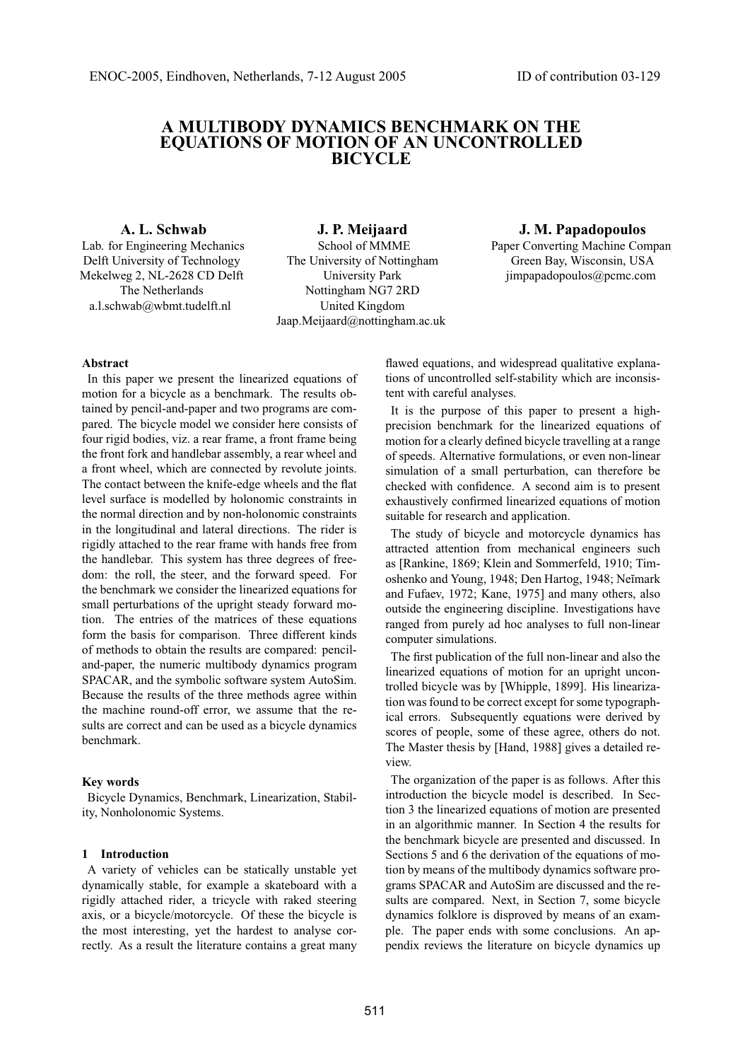# A MULTIBODY DYNAMICS BENCHMARK ON THE EQUATIONS OF MOTION OF AN UNCONTROLLED BICYCLE

**A. L. Schwab**
Lab. for Engineering Mechanics
Delft University of Technology
Mekelweg 2, NL-2628 CD Delft
The Netherlands
a.l.schwab@wbmt.tudelft.nl

**J. P. Meijaard**
School of MMME
The University of Nottingham
University Park
Nottingham NG7 2RD
United Kingdom
Jaap.Meijaard@nottingham.ac.uk

**J. M. Papadopoulos**
Paper Converting Machine Compan
Green Bay, Wisconsin, USA
jimpapadopoulos@pcmc.com

#### Abstract

In this paper we present the linearized equations of motion for a bicycle as a benchmark. The results obtained by pencil-and-paper and two programs are compared. The bicycle model we consider here consists of four rigid bodies, viz. a rear frame, a front frame being the front fork and handlebar assembly, a rear wheel and a front wheel, which are connected by revolute joints. The contact between the knife-edge wheels and the flat level surface is modelled by holonomic constraints in the normal direction and by non-holonomic constraints in the longitudinal and lateral directions. The rider is rigidly attached to the rear frame with hands free from the handlebar. This system has three degrees of freedom: the roll, the steer, and the forward speed. For the benchmark we consider the linearized equations for small perturbations of the upright steady forward motion. The entries of the matrices of these equations form the basis for comparison. Three different kinds of methods to obtain the results are compared: pencil-and-paper, the numeric multibody dynamics program SPACAR, and the symbolic software system AutoSim. Because the results of the three methods agree within the machine round-off error, we assume that the results are correct and can be used as a bicycle dynamics benchmark.

#### Key words

Bicycle Dynamics, Benchmark, Linearization, Stability, Nonholonomic Systems.

## 1 Introduction

A variety of vehicles can be statically unstable yet dynamically stable, for example a skateboard with a rigidly attached rider, a tricycle with raked steering axis, or a bicycle/motorcycle. Of these the bicycle is the most interesting, yet the hardest to analyse correctly. As a result the literature contains a great many flawed equations, and widespread qualitative explanations of uncontrolled self-stability which are inconsistent with careful analyses.

It is the purpose of this paper to present a high-precision benchmark for the linearized equations of motion for a clearly defined bicycle travelling at a range of speeds. Alternative formulations, or even non-linear simulation of a small perturbation, can therefore be checked with confidence. A second aim is to present exhaustively confirmed linearized equations of motion suitable for research and application.

The study of bicycle and motorcycle dynamics has attracted attention from mechanical engineers such as [Rankine, 1869; Klein and Sommerfeld, 1910; Timoshenko and Young, 1948; Den Hartog, 1948; Neĭmark and Fufaev, 1972; Kane, 1975] and many others, also outside the engineering discipline. Investigations have ranged from purely ad hoc analyses to full non-linear computer simulations.

The first publication of the full non-linear and also the linearized equations of motion for an upright uncontrolled bicycle was by [Whipple, 1899]. His linearization was found to be correct except for some typographical errors. Subsequently equations were derived by scores of people, some of these agree, others do not. The Master thesis by [Hand, 1988] gives a detailed review.

The organization of the paper is as follows. After this introduction the bicycle model is described. In Section 3 the linearized equations of motion are presented in an algorithmic manner. In Section 4 the results for the benchmark bicycle are presented and discussed. In Sections 5 and 6 the derivation of the equations of motion by means of the multibody dynamics software programs SPACAR and AutoSim are discussed and the results are compared. Next, in Section 7, some bicycle dynamics folklore is disproved by means of an example. The paper ends with some conclusions. An appendix reviews the literature on bicycle dynamics up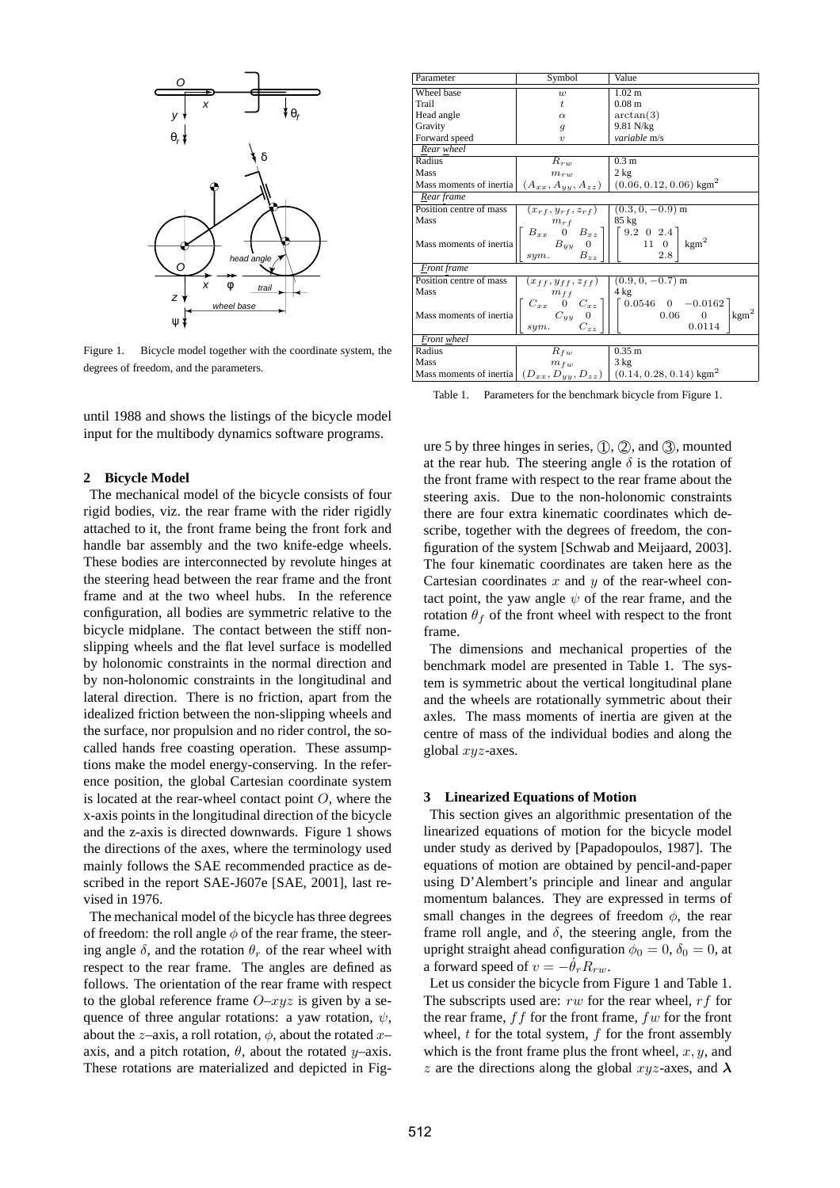Figure 1. Bicycle model together with the coordinate system, the degrees of freedom, and the parameters.

until 1988 and shows the listings of the bicycle model input for the multibody dynamics software programs.

## 2 Bicycle Model

The mechanical model of the bicycle consists of four rigid bodies, viz. the rear frame with the rider rigidly attached to it, the front frame being the front fork and handle bar assembly and the two knife-edge wheels. These bodies are interconnected by revolute hinges at the steering head between the rear frame and the front frame and at the two wheel hubs. In the reference configuration, all bodies are symmetric relative to the bicycle midplane. The contact between the stiff non-slipping wheels and the flat level surface is modelled by holonomic constraints in the normal direction and by non-holonomic constraints in the longitudinal and lateral direction. There is no friction, apart from the idealized friction between the non-slipping wheels and the surface, nor propulsion and no rider control, the so-called hands free coasting operation. These assumptions make the model energy-conserving. In the reference position, the global Cartesian coordinate system is located at the rear-wheel contact point $O$, where the x-axis points in the longitudinal direction of the bicycle and the z-axis is directed downwards. Figure 1 shows the directions of the axes, where the terminology used mainly follows the SAE recommended practice as described in the report SAE-J607e [SAE, 2001], last revised in 1976.

The mechanical model of the bicycle has three degrees of freedom: the roll angle $\phi$ of the rear frame, the steering angle $\delta$, and the rotation $\theta_r$ of the rear wheel with respect to the rear frame. The angles are defined as follows. The orientation of the rear frame with respect to the global reference frame $O$–$xyz$ is given by a sequence of three angular rotations: a yaw rotation, $\psi$, about the $z$–axis, a roll rotation, $\phi$, about the rotated $x$–axis, and a pitch rotation, $\theta$, about the rotated $y$–axis. These rotations are materialized and depicted in Figure 5 by three hinges in series, ①, ②, and ③, mounted at the rear hub. The steering angle $\delta$ is the rotation of the front frame with respect to the rear frame about the steering axis. Due to the non-holonomic constraints there are four extra kinematic coordinates which describe, together with the degrees of freedom, the configuration of the system [Schwab and Meijaard, 2003]. The four kinematic coordinates are taken here as the Cartesian coordinates $x$ and $y$ of the rear-wheel contact point, the yaw angle $\psi$ of the rear frame, and the rotation $\theta_f$ of the front wheel with respect to the front frame.

The dimensions and mechanical properties of the benchmark model are presented in Table 1. The system is symmetric about the vertical longitudinal plane and the wheels are rotationally symmetric about their axles. The mass moments of inertia are given at the centre of mass of the individual bodies and along the global $xyz$-axes.

| Parameter | Symbol | Value |
|---|---|---|
| Wheel base | $w$ | 1.02 m |
| Trail | $t$ | 0.08 m |
| Head angle | $\alpha$ | $\arctan(3)$ |
| Gravity | $g$ | 9.81 N/kg |
| Forward speed | $v$ | *variable* m/s |
| *Rear wheel* | | |
| Radius | $R_{rw}$ | 0.3 m |
| Mass | $m_{rw}$ | 2 kg |
| Mass moments of inertia | $(A_{xx}, A_{yy}, A_{zz})$ | $(0.06, 0.12, 0.06)$ kgm$^2$ |
| *Rear frame* | | |
| Position centre of mass | $(x_{rf}, y_{rf}, z_{rf})$ | $(0.3, 0, -0.9)$ m |
| Mass | $m_{rf}$ | 85 kg |
| Mass moments of inertia | $\begin{bmatrix} B_{xx} & 0 & B_{xz} \\ & B_{yy} & 0 \\ sym. & & B_{zz} \end{bmatrix}$ | $\begin{bmatrix} 9.2 & 0 & 2.4 \\ & 11 & 0 \\ & & 2.8 \end{bmatrix}$ kgm$^2$ |
| *Front frame* | | |
| Position centre of mass | $(x_{ff}, y_{ff}, z_{ff})$ | $(0.9, 0, -0.7)$ m |
| Mass | $m_{ff}$ | 4 kg |
| Mass moments of inertia | $\begin{bmatrix} C_{xx} & 0 & C_{xz} \\ & C_{yy} & 0 \\ sym. & & C_{zz} \end{bmatrix}$ | $\begin{bmatrix} 0.0546 & 0 & -0.0162 \\ & 0.06 & 0 \\ & & 0.0114 \end{bmatrix}$ kgm$^2$ |
| *Front wheel* | | |
| Radius | $R_{fw}$ | 0.35 m |
| Mass | $m_{fw}$ | 3 kg |
| Mass moments of inertia | $(D_{xx}, D_{yy}, D_{zz})$ | $(0.14, 0.28, 0.14)$ kgm$^2$ |

Table 1. Parameters for the benchmark bicycle from Figure 1.

## 3 Linearized Equations of Motion

This section gives an algorithmic presentation of the linearized equations of motion for the bicycle model under study as derived by [Papadopoulos, 1987]. The equations of motion are obtained by pencil-and-paper using D'Alembert's principle and linear and angular momentum balances. They are expressed in terms of small changes in the degrees of freedom $\phi$, the rear frame roll angle, and $\delta$, the steering angle, from the upright straight ahead configuration $\phi_0 = 0$, $\delta_0 = 0$, at a forward speed of $v = -\dot{\theta}_r R_{rw}$.

Let us consider the bicycle from Figure 1 and Table 1. The subscripts used are: $rw$ for the rear wheel, $rf$ for the rear frame, $ff$ for the front frame, $fw$ for the front wheel, $t$ for the total system, $f$ for the front assembly which is the front frame plus the front wheel, $x, y$, and $z$ are the directions along the global $xyz$-axes, and $\boldsymbol{\lambda}$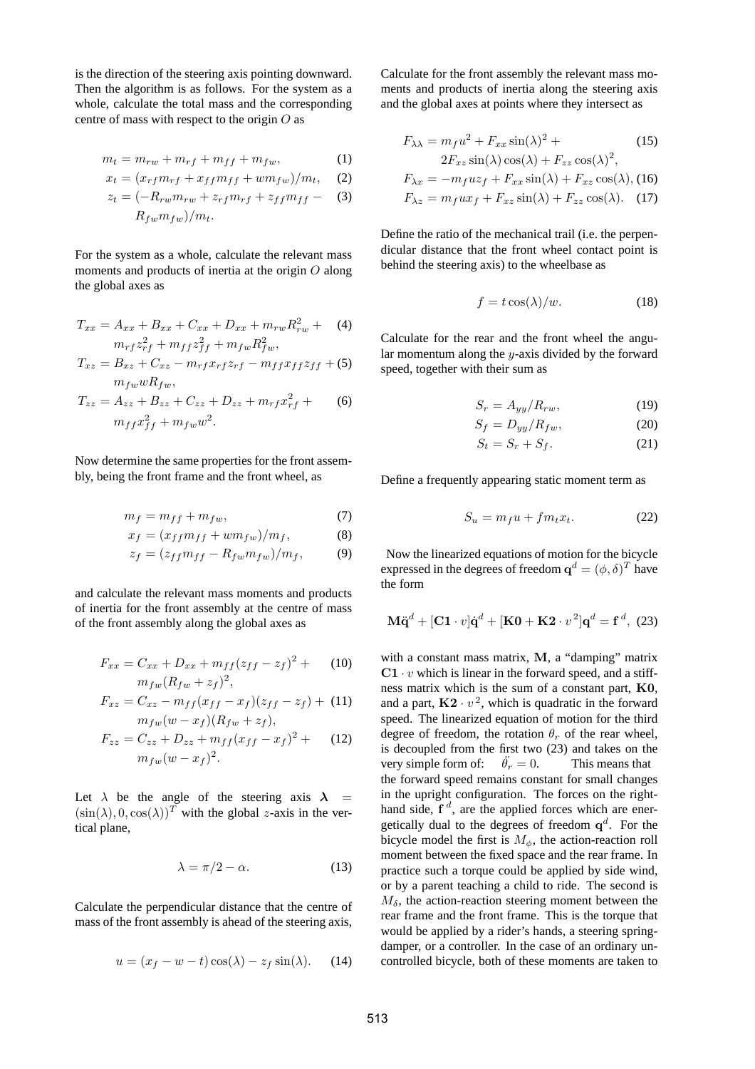is the direction of the steering axis pointing downward. Then the algorithm is as follows. For the system as a whole, calculate the total mass and the corresponding centre of mass with respect to the origin $O$ as

$$m_t = m_{rw} + m_{rf} + m_{ff} + m_{fw}, \quad (1)$$

$$x_t = (x_{rf}m_{rf} + x_{ff}m_{ff} + wm_{fw})/m_t, \quad (2)$$

$$z_t = (-R_{rw}m_{rw} + z_{rf}m_{rf} + z_{ff}m_{ff} - R_{fw}m_{fw})/m_t. \quad (3)$$

For the system as a whole, calculate the relevant mass moments and products of inertia at the origin $O$ along the global axes as

$$T_{xx} = A_{xx} + B_{xx} + C_{xx} + D_{xx} + m_{rw}R_{rw}^2 + m_{rf}z_{rf}^2 + m_{ff}z_{ff}^2 + m_{fw}R_{fw}^2, \quad (4)$$

$$T_{xz} = B_{xz} + C_{xz} - m_{rf}x_{rf}z_{rf} - m_{ff}x_{ff}z_{ff} + m_{fw}wR_{fw}, \quad (5)$$

$$T_{zz} = A_{zz} + B_{zz} + C_{zz} + D_{zz} + m_{rf}x_{rf}^2 + m_{ff}x_{ff}^2 + m_{fw}w^2. \quad (6)$$

Now determine the same properties for the front assembly, being the front frame and the front wheel, as

$$m_f = m_{ff} + m_{fw}, \quad (7)$$

$$x_f = (x_{ff}m_{ff} + wm_{fw})/m_f, \quad (8)$$

$$z_f = (z_{ff}m_{ff} - R_{fw}m_{fw})/m_f, \quad (9)$$

and calculate the relevant mass moments and products of inertia for the front assembly at the centre of mass of the front assembly along the global axes as

$$F_{xx} = C_{xx} + D_{xx} + m_{ff}(z_{ff} - z_f)^2 + m_{fw}(R_{fw} + z_f)^2, \quad (10)$$

$$F_{xz} = C_{xz} - m_{ff}(x_{ff} - x_f)(z_{ff} - z_f) + m_{fw}(w - x_f)(R_{fw} + z_f), \quad (11)$$

$$F_{zz} = C_{zz} + D_{zz} + m_{ff}(x_{ff} - x_f)^2 + m_{fw}(w - x_f)^2. \quad (12)$$

Let $\lambda$ be the angle of the steering axis $\boldsymbol{\lambda} = (\sin(\lambda), 0, \cos(\lambda))^T$ with the global $z$-axis in the vertical plane,

$$\lambda = \pi/2 - \alpha. \quad (13)$$

Calculate the perpendicular distance that the centre of mass of the front assembly is ahead of the steering axis,

$$u = (x_f - w - t)\cos(\lambda) - z_f \sin(\lambda). \quad (14)$$

Calculate for the front assembly the relevant mass moments and products of inertia along the steering axis and the global axes at points where they intersect as

$$F_{\lambda\lambda} = m_f u^2 + F_{xx}\sin(\lambda)^2 + 2F_{xz}\sin(\lambda)\cos(\lambda) + F_{zz}\cos(\lambda)^2, \quad (15)$$

$$F_{\lambda x} = -m_f u z_f + F_{xx}\sin(\lambda) + F_{xz}\cos(\lambda), \quad (16)$$

$$F_{\lambda z} = m_f u x_f + F_{xz}\sin(\lambda) + F_{zz}\cos(\lambda). \quad (17)$$

Define the ratio of the mechanical trail (i.e. the perpendicular distance that the front wheel contact point is behind the steering axis) to the wheelbase as

$$f = t\cos(\lambda)/w. \quad (18)$$

Calculate for the rear and the front wheel the angular momentum along the $y$-axis divided by the forward speed, together with their sum as

$$S_r = A_{yy}/R_{rw}, \quad (19)$$

$$S_f = D_{yy}/R_{fw}, \quad (20)$$

$$S_t = S_r + S_f. \quad (21)$$

Define a frequently appearing static moment term as

$$S_u = m_f u + f m_t x_t. \quad (22)$$

Now the linearized equations of motion for the bicycle expressed in the degrees of freedom $\mathbf{q}^d = (\phi, \delta)^T$ have the form

$$\mathbf{M}\ddot{\mathbf{q}}^d + [\mathbf{C1}\cdot v]\dot{\mathbf{q}}^d + [\mathbf{K0} + \mathbf{K2}\cdot v^2]\mathbf{q}^d = \mathbf{f}^d, \quad (23)$$

with a constant mass matrix, $\mathbf{M}$, a "damping" matrix $\mathbf{C1}\cdot v$ which is linear in the forward speed, and a stiffness matrix which is the sum of a constant part, $\mathbf{K0}$, and a part, $\mathbf{K2}\cdot v^2$, which is quadratic in the forward speed. The linearized equation of motion for the third degree of freedom, the rotation $\theta_r$ of the rear wheel, is decoupled from the first two (23) and takes on the very simple form of: $\ddot{\theta_r} = 0$. This means that the forward speed remains constant for small changes in the upright configuration. The forces on the right-hand side, $\mathbf{f}^d$, are the applied forces which are energetically dual to the degrees of freedom $\mathbf{q}^d$. For the bicycle model the first is $M_\phi$, the action-reaction roll moment between the fixed space and the rear frame. In practice such a torque could be applied by side wind, or by a parent teaching a child to ride. The second is $M_\delta$, the action-reaction steering moment between the rear frame and the front frame. This is the torque that would be applied by a rider's hands, a steering spring-damper, or a controller. In the case of an ordinary uncontrolled bicycle, both of these moments are taken to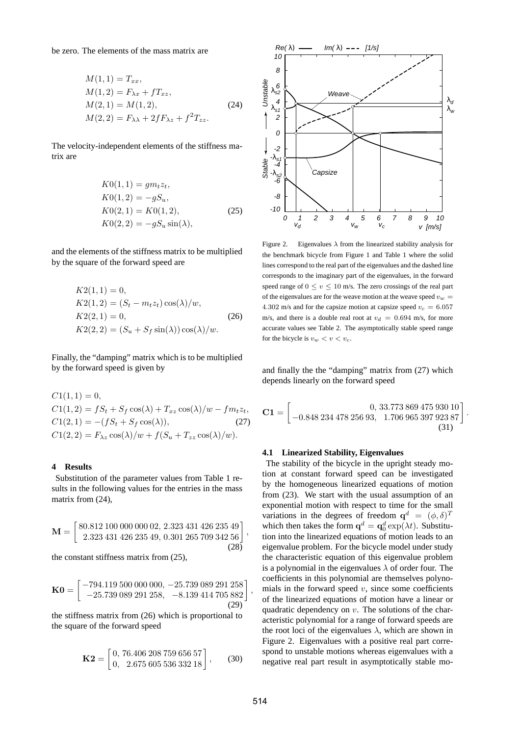be zero. The elements of the mass matrix are

$$
\begin{aligned}
M(1,1) &= T_{xx}, \\
M(1,2) &= F_{\lambda x} + f T_{xz}, \\
M(2,1) &= M(1,2), \\
M(2,2) &= F_{\lambda\lambda} + 2 f F_{\lambda z} + f^2 T_{zz}.
\end{aligned}
\tag{24}
$$

The velocity-independent elements of the stiffness matrix are

$$
\begin{aligned}
K0(1,1) &= g m_t z_t, \\
K0(1,2) &= -g S_u, \\
K0(2,1) &= K0(1,2), \\
K0(2,2) &= -g S_u \sin(\lambda),
\end{aligned}
\tag{25}
$$

and the elements of the stiffness matrix to be multiplied by the square of the forward speed are

$$
\begin{aligned}
K2(1,1) &= 0, \\
K2(1,2) &= (S_t - m_t z_t)\cos(\lambda)/w, \\
K2(2,1) &= 0, \\
K2(2,2) &= (S_u + S_f \sin(\lambda))\cos(\lambda)/w.
\end{aligned}
\tag{26}
$$

Finally, the "damping" matrix which is to be multiplied by the forward speed is given by

$$
\begin{aligned}
C1(1,1) &= 0, \\
C1(1,2) &= f S_t + S_f \cos(\lambda) + T_{xz}\cos(\lambda)/w - f m_t z_t, \\
C1(2,1) &= -(f S_t + S_f \cos(\lambda)), \\
C1(2,2) &= F_{\lambda z}\cos(\lambda)/w + f(S_u + T_{zz}\cos(\lambda)/w).
\end{aligned}
\tag{27}
$$

## 4 Results

Substitution of the parameter values from Table 1 results in the following values for the entries in the mass matrix from (24),

$$
\mathbf{M} = \begin{bmatrix} 80.812\,100\,000\,000\,02, & 2.323\,431\,426\,235\,49 \\ 2.323\,431\,426\,235\,49, & 0.301\,265\,709\,342\,56 \end{bmatrix},
\tag{28}
$$

the constant stiffness matrix from (25),

$$
\mathbf{K0} = \begin{bmatrix} -794.119\,500\,000\,000, & -25.739\,089\,291\,258 \\ -25.739\,089\,291\,258, & -8.139\,414\,705\,882 \end{bmatrix},
\tag{29}
$$

the stiffness matrix from (26) which is proportional to the square of the forward speed

$$
\mathbf{K2} = \begin{bmatrix} 0, & 76.406\,208\,759\,656\,57 \\ 0, & 2.675\,605\,536\,332\,18 \end{bmatrix},
\tag{30}
$$

and finally the the "damping" matrix from (27) which depends linearly on the forward speed

$$
\mathbf{C1} = \begin{bmatrix} 0, & 33.773\,869\,475\,930\,10 \\ -0.848\,234\,478\,256\,93, & 1.706\,965\,397\,923\,87 \end{bmatrix}.
\tag{31}
$$

### 4.1 Linearized Stability, Eigenvalues

The stability of the bicycle in the upright steady motion at constant forward speed can be investigated by the homogeneous linearized equations of motion from (23). We start with the usual assumption of an exponential motion with respect to time for the small variations in the degrees of freedom $\mathbf{q}^d = (\phi, \delta)^T$ which then takes the form $\mathbf{q}^d = \mathbf{q}_0^d \exp(\lambda t)$. Substitution into the linearized equations of motion leads to an eigenvalue problem. For the bicycle model under study the characteristic equation of this eigenvalue problem is a polynomial in the eigenvalues $\lambda$ of order four. The coefficients in this polynomial are themselves polynomials in the forward speed $v$, since some coefficients of the linearized equations of motion have a linear or quadratic dependency on $v$. The solutions of the characteristic polynomial for a range of forward speeds are the root loci of the eigenvalues $\lambda$, which are shown in Figure 2. Eigenvalues with a positive real part correspond to unstable motions whereas eigenvalues with a negative real part result in asymptotically stable mo-

Figure 2. Eigenvalues $\lambda$ from the linearized stability analysis for the benchmark bicycle from Figure 1 and Table 1 where the solid lines correspond to the real part of the eigenvalues and the dashed line corresponds to the imaginary part of the eigenvalues, in the forward speed range of $0 \le v \le 10$ m/s. The zero crossings of the real part of the eigenvalues are for the weave motion at the weave speed $v_w = 4.302$ m/s and for the capsize motion at capsize speed $v_c = 6.057$ m/s, and there is a double real root at $v_d = 0.694$ m/s, for more accurate values see Table 2. The asymptotically stable speed range for the bicycle is $v_w < v < v_c$.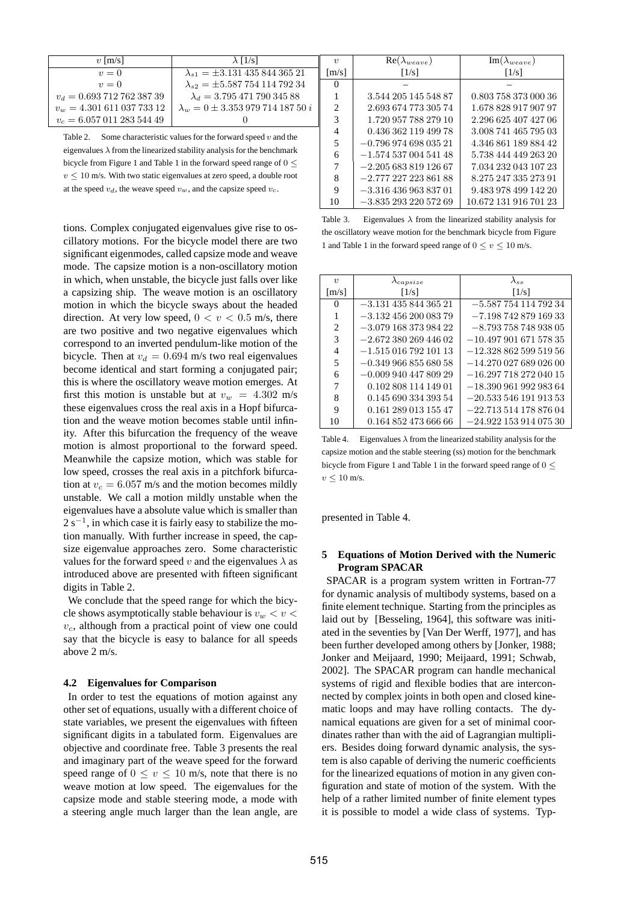| $v$ [m/s] | $\lambda$ [1/s] |
|---|---|
| $v = 0$ | $\lambda_{s1} = \pm 3.131\,435\,844\,365\,21$ |
| $v = 0$ | $\lambda_{s2} = \pm 5.587\,754\,114\,792\,34$ |
| $v_d = 0.693\,712\,762\,387\,39$ | $\lambda_d = 3.795\,471\,790\,345\,88$ |
| $v_w = 4.301\,611\,037\,733\,12$ | $\lambda_w = 0 \pm 3.353\,979\,714\,187\,50\,i$ |
| $v_c = 6.057\,011\,283\,544\,49$ | $0$ |

Table 2. Some characteristic values for the forward speed $v$ and the eigenvalues $\lambda$ from the linearized stability analysis for the benchmark bicycle from Figure 1 and Table 1 in the forward speed range of $0 \leq v \leq 10$ m/s. With two static eigenvalues at zero speed, a double root at the speed $v_d$, the weave speed $v_w$, and the capsize speed $v_c$.

tions. Complex conjugated eigenvalues give rise to oscillatory motions. For the bicycle model there are two significant eigenmodes, called capsize mode and weave mode. The capsize motion is a non-oscillatory motion in which, when unstable, the bicycle just falls over like a capsizing ship. The weave motion is an oscillatory motion in which the bicycle sways about the headed direction. At very low speed, $0 < v < 0.5$ m/s, there are two positive and two negative eigenvalues which correspond to an inverted pendulum-like motion of the bicycle. Then at $v_d = 0.694$ m/s two real eigenvalues become identical and start forming a conjugated pair; this is where the oscillatory weave motion emerges. At first this motion is unstable but at $v_w = 4.302$ m/s these eigenvalues cross the real axis in a Hopf bifurcation and the weave motion becomes stable until infinity. After this bifurcation the frequency of the weave motion is almost proportional to the forward speed. Meanwhile the capsize motion, which was stable for low speed, crosses the real axis in a pitchfork bifurcation at $v_c = 6.057$ m/s and the motion becomes mildly unstable. We call a motion mildly unstable when the eigenvalues have a absolute value which is smaller than $2\,\mathrm{s}^{-1}$, in which case it is fairly easy to stabilize the motion manually. With further increase in speed, the capsize eigenvalue approaches zero. Some characteristic values for the forward speed $v$ and the eigenvalues $\lambda$ as introduced above are presented with fifteen significant digits in Table 2.

We conclude that the speed range for which the bicycle shows asymptotically stable behaviour is $v_w < v < v_c$, although from a practical point of view one could say that the bicycle is easy to balance for all speeds above 2 m/s.

### 4.2 Eigenvalues for Comparison

In order to test the equations of motion against any other set of equations, usually with a different choice of state variables, we present the eigenvalues with fifteen significant digits in a tabulated form. Eigenvalues are objective and coordinate free. Table 3 presents the real and imaginary part of the weave speed for the forward speed range of $0 \leq v \leq 10$ m/s, note that there is no weave motion at low speed. The eigenvalues for the capsize mode and stable steering mode, a mode with a steering angle much larger than the lean angle, are presented in Table 4.

| $v$ [m/s] | $\mathrm{Re}(\lambda_{weave})$ [1/s] | $\mathrm{Im}(\lambda_{weave})$ [1/s] |
|---|---|---|
| 0 | – | – |
| 1 | $3.544\,205\,145\,548\,87$ | $0.803\,758\,373\,000\,36$ |
| 2 | $2.693\,674\,773\,305\,74$ | $1.678\,828\,917\,907\,97$ |
| 3 | $1.720\,957\,788\,279\,10$ | $2.296\,625\,407\,427\,06$ |
| 4 | $0.436\,362\,119\,499\,78$ | $3.008\,741\,465\,795\,03$ |
| 5 | $-0.796\,974\,698\,035\,21$ | $4.346\,861\,189\,884\,42$ |
| 6 | $-1.574\,537\,004\,541\,48$ | $5.738\,444\,449\,263\,20$ |
| 7 | $-2.205\,683\,819\,126\,67$ | $7.034\,232\,043\,107\,23$ |
| 8 | $-2.777\,227\,223\,861\,88$ | $8.275\,247\,335\,273\,91$ |
| 9 | $-3.316\,436\,963\,837\,01$ | $9.483\,978\,499\,142\,20$ |
| 10 | $-3.835\,293\,220\,572\,69$ | $10.672\,131\,916\,701\,23$ |

Table 3. Eigenvalues $\lambda$ from the linearized stability analysis for the oscillatory weave motion for the benchmark bicycle from Figure 1 and Table 1 in the forward speed range of $0 \leq v \leq 10$ m/s.

| $v$ [m/s] | $\lambda_{capsize}$ [1/s] | $\lambda_{ss}$ [1/s] |
|---|---|---|
| 0 | $-3.131\,435\,844\,365\,21$ | $-5.587\,754\,114\,792\,34$ |
| 1 | $-3.132\,456\,200\,083\,79$ | $-7.198\,742\,879\,169\,33$ |
| 2 | $-3.079\,168\,373\,984\,22$ | $-8.793\,758\,748\,938\,05$ |
| 3 | $-2.672\,380\,269\,446\,02$ | $-10.497\,901\,671\,578\,35$ |
| 4 | $-1.515\,016\,792\,101\,13$ | $-12.328\,862\,599\,519\,56$ |
| 5 | $-0.349\,966\,855\,680\,58$ | $-14.270\,027\,689\,026\,00$ |
| 6 | $-0.009\,940\,447\,809\,29$ | $-16.297\,718\,272\,040\,15$ |
| 7 | $0.102\,808\,114\,149\,01$ | $-18.390\,961\,992\,983\,64$ |
| 8 | $0.145\,690\,334\,393\,54$ | $-20.533\,546\,191\,913\,53$ |
| 9 | $0.161\,289\,013\,155\,47$ | $-22.713\,514\,178\,876\,04$ |
| 10 | $0.164\,852\,473\,666\,66$ | $-24.922\,153\,914\,075\,30$ |

Table 4. Eigenvalues $\lambda$ from the linearized stability analysis for the capsize motion and the stable steering (ss) motion for the benchmark bicycle from Figure 1 and Table 1 in the forward speed range of $0 \leq v \leq 10$ m/s.

## 5 Equations of Motion Derived with the Numeric Program SPACAR

SPACAR is a program system written in Fortran-77 for dynamic analysis of multibody systems, based on a finite element technique. Starting from the principles as laid out by [Besseling, 1964], this software was initiated in the seventies by [Van Der Werff, 1977], and has been further developed among others by [Jonker, 1988; Jonker and Meijaard, 1990; Meijaard, 1991; Schwab, 2002]. The SPACAR program can handle mechanical systems of rigid and flexible bodies that are interconnected by complex joints in both open and closed kinematic loops and may have rolling contacts. The dynamical equations are given for a set of minimal coordinates rather than with the aid of Lagrangian multipliers. Besides doing forward dynamic analysis, the system is also capable of deriving the numeric coefficients for the linearized equations of motion in any given configuration and state of motion of the system. With the help of a rather limited number of finite element types it is possible to model a wide class of systems. Typ-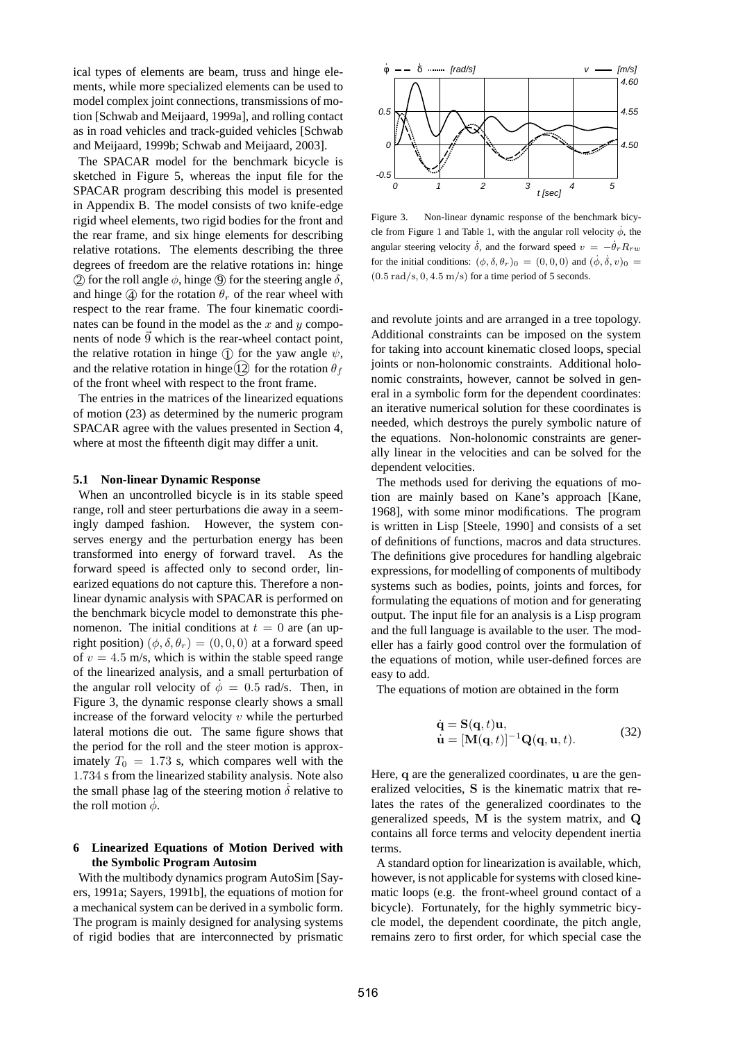ical types of elements are beam, truss and hinge elements, while more specialized elements can be used to model complex joint connections, transmissions of motion [Schwab and Meijaard, 1999a], and rolling contact as in road vehicles and track-guided vehicles [Schwab and Meijaard, 1999b; Schwab and Meijaard, 2003].

The SPACAR model for the benchmark bicycle is sketched in Figure 5, whereas the input file for the SPACAR program describing this model is presented in Appendix B. The model consists of two knife-edge rigid wheel elements, two rigid bodies for the front and the rear frame, and six hinge elements for describing relative rotations. The elements describing the three degrees of freedom are the relative rotations in: hinge ② for the roll angle $\phi$, hinge ⑨ for the steering angle $\delta$, and hinge ④ for the rotation $\theta_r$ of the rear wheel with respect to the rear frame. The four kinematic coordinates can be found in the model as the $x$ and $y$ components of node $\vec{9}$ which is the rear-wheel contact point, the relative rotation in hinge ① for the yaw angle $\psi$, and the relative rotation in hinge ⑫ for the rotation $\theta_f$ of the front wheel with respect to the front frame.

The entries in the matrices of the linearized equations of motion (23) as determined by the numeric program SPACAR agree with the values presented in Section 4, where at most the fifteenth digit may differ a unit.

### 5.1 Non-linear Dynamic Response

When an uncontrolled bicycle is in its stable speed range, roll and steer perturbations die away in a seemingly damped fashion. However, the system conserves energy and the perturbation energy has been transformed into energy of forward travel. As the forward speed is affected only to second order, linearized equations do not capture this. Therefore a nonlinear dynamic analysis with SPACAR is performed on the benchmark bicycle model to demonstrate this phenomenon. The initial conditions at $t = 0$ are (an upright position) $(\phi, \delta, \theta_r) = (0, 0, 0)$ at a forward speed of $v = 4.5$ m/s, which is within the stable speed range of the linearized analysis, and a small perturbation of the angular roll velocity of $\dot{\phi} = 0.5$ rad/s. Then, in Figure 3, the dynamic response clearly shows a small increase of the forward velocity $v$ while the perturbed lateral motions die out. The same figure shows that the period for the roll and the steer motion is approximately $T_0 = 1.73$ s, which compares well with the $1.734$ s from the linearized stability analysis. Note also the small phase lag of the steering motion $\dot{\delta}$ relative to the roll motion $\dot{\phi}$.

Figure 3. Non-linear dynamic response of the benchmark bicycle from Figure 1 and Table 1, with the angular roll velocity $\dot{\phi}$, the angular steering velocity $\dot{\delta}$, and the forward speed $v = -\dot{\theta}_r R_{rw}$ for the initial conditions: $(\phi, \delta, \theta_r)_0 = (0, 0, 0)$ and $(\dot{\phi}, \dot{\delta}, v)_0 = (0.5\,\mathrm{rad/s}, 0, 4.5\,\mathrm{m/s})$ for a time period of 5 seconds.

## 6 Linearized Equations of Motion Derived with the Symbolic Program Autosim

With the multibody dynamics program AutoSim [Sayers, 1991a; Sayers, 1991b], the equations of motion for a mechanical system can be derived in a symbolic form. The program is mainly designed for analysing systems of rigid bodies that are interconnected by prismatic and revolute joints and are arranged in a tree topology. Additional constraints can be imposed on the system for taking into account kinematic closed loops, special joints or non-holonomic constraints. Additional holonomic constraints, however, cannot be solved in general in a symbolic form for the dependent coordinates: an iterative numerical solution for these coordinates is needed, which destroys the purely symbolic nature of the equations. Non-holonomic constraints are generally linear in the velocities and can be solved for the dependent velocities.

The methods used for deriving the equations of motion are mainly based on Kane's approach [Kane, 1968], with some minor modifications. The program is written in Lisp [Steele, 1990] and consists of a set of definitions of functions, macros and data structures. The definitions give procedures for handling algebraic expressions, for modelling of components of multibody systems such as bodies, points, joints and forces, for formulating the equations of motion and for generating output. The input file for an analysis is a Lisp program and the full language is available to the user. The modeller has a fairly good control over the formulation of the equations of motion, while user-defined forces are easy to add.

The equations of motion are obtained in the form

$$\begin{aligned}\dot{\mathbf{q}} &= \mathbf{S}(\mathbf{q}, t)\mathbf{u}, \\ \dot{\mathbf{u}} &= [\mathbf{M}(\mathbf{q}, t)]^{-1}\mathbf{Q}(\mathbf{q}, \mathbf{u}, t).\end{aligned} \tag{32}$$

Here, $\mathbf{q}$ are the generalized coordinates, $\mathbf{u}$ are the generalized velocities, $\mathbf{S}$ is the kinematic matrix that relates the rates of the generalized coordinates to the generalized speeds, $\mathbf{M}$ is the system matrix, and $\mathbf{Q}$ contains all force terms and velocity dependent inertia terms.

A standard option for linearization is available, which, however, is not applicable for systems with closed kinematic loops (e.g. the front-wheel ground contact of a bicycle). Fortunately, for the highly symmetric bicycle model, the dependent coordinate, the pitch angle, remains zero to first order, for which special case the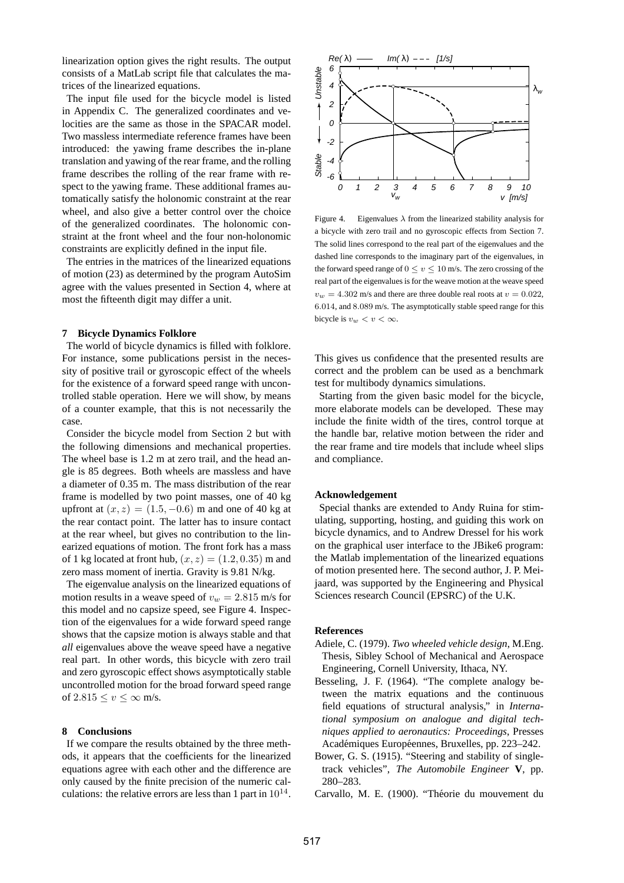linearization option gives the right results. The output consists of a MatLab script file that calculates the matrices of the linearized equations.

The input file used for the bicycle model is listed in Appendix C. The generalized coordinates and velocities are the same as those in the SPACAR model. Two massless intermediate reference frames have been introduced: the yawing frame describes the in-plane translation and yawing of the rear frame, and the rolling frame describes the rolling of the rear frame with respect to the yawing frame. These additional frames automatically satisfy the holonomic constraint at the rear wheel, and also give a better control over the choice of the generalized coordinates. The holonomic constraint at the front wheel and the four non-holonomic constraints are explicitly defined in the input file.

The entries in the matrices of the linearized equations of motion (23) as determined by the program AutoSim agree with the values presented in Section 4, where at most the fifteenth digit may differ a unit.

## 7 Bicycle Dynamics Folklore

The world of bicycle dynamics is filled with folklore. For instance, some publications persist in the necessity of positive trail or gyroscopic effect of the wheels for the existence of a forward speed range with uncontrolled stable operation. Here we will show, by means of a counter example, that this is not necessarily the case.

Consider the bicycle model from Section 2 but with the following dimensions and mechanical properties. The wheel base is 1.2 m at zero trail, and the head angle is 85 degrees. Both wheels are massless and have a diameter of 0.35 m. The mass distribution of the rear frame is modelled by two point masses, one of 40 kg upfront at $(x, z) = (1.5, -0.6)$ m and one of 40 kg at the rear contact point. The latter has to insure contact at the rear wheel, but gives no contribution to the linearized equations of motion. The front fork has a mass of 1 kg located at front hub, $(x, z) = (1.2, 0.35)$ m and zero mass moment of inertia. Gravity is 9.81 N/kg.

The eigenvalue analysis on the linearized equations of motion results in a weave speed of $v_w = 2.815$ m/s for this model and no capsize speed, see Figure 4. Inspection of the eigenvalues for a wide forward speed range shows that the capsize motion is always stable and that *all* eigenvalues above the weave speed have a negative real part. In other words, this bicycle with zero trail and zero gyroscopic effect shows asymptotically stable uncontrolled motion for the broad forward speed range of $2.815 \leq v \leq \infty$ m/s.

## 8 Conclusions

If we compare the results obtained by the three methods, it appears that the coefficients for the linearized equations agree with each other and the difference are only caused by the finite precision of the numeric calculations: the relative errors are less than 1 part in $10^{14}$.

Figure 4. Eigenvalues $\lambda$ from the linearized stability analysis for a bicycle with zero trail and no gyroscopic effects from Section 7. The solid lines correspond to the real part of the eigenvalues and the dashed line corresponds to the imaginary part of the eigenvalues, in the forward speed range of $0 \leq v \leq 10$ m/s. The zero crossing of the real part of the eigenvalues is for the weave motion at the weave speed $v_w = 4.302$ m/s and there are three double real roots at $v = 0.022$, $6.014$, and $8.089$ m/s. The asymptotically stable speed range for this bicycle is $v_w < v < \infty$.

This gives us confidence that the presented results are correct and the problem can be used as a benchmark test for multibody dynamics simulations.

Starting from the given basic model for the bicycle, more elaborate models can be developed. These may include the finite width of the tires, control torque at the handle bar, relative motion between the rider and the rear frame and tire models that include wheel slips and compliance.

### Acknowledgement

Special thanks are extended to Andy Ruina for stimulating, supporting, hosting, and guiding this work on bicycle dynamics, and to Andrew Dressel for his work on the graphical user interface to the JBike6 program: the Matlab implementation of the linearized equations of motion presented here. The second author, J. P. Meijaard, was supported by the Engineering and Physical Sciences research Council (EPSRC) of the U.K.

### References

Adiele, C. (1979). *Two wheeled vehicle design*, M.Eng. Thesis, Sibley School of Mechanical and Aerospace Engineering, Cornell University, Ithaca, NY.

Besseling, J. F. (1964). "The complete analogy between the matrix equations and the continuous field equations of structural analysis," in *International symposium on analogue and digital techniques applied to aeronautics: Proceedings*, Presses Académiques Européennes, Bruxelles, pp. 223–242.

Bower, G. S. (1915). "Steering and stability of single-track vehicles", *The Automobile Engineer* **V**, pp. 280–283.

Carvallo, M. E. (1900). "Théorie du mouvement du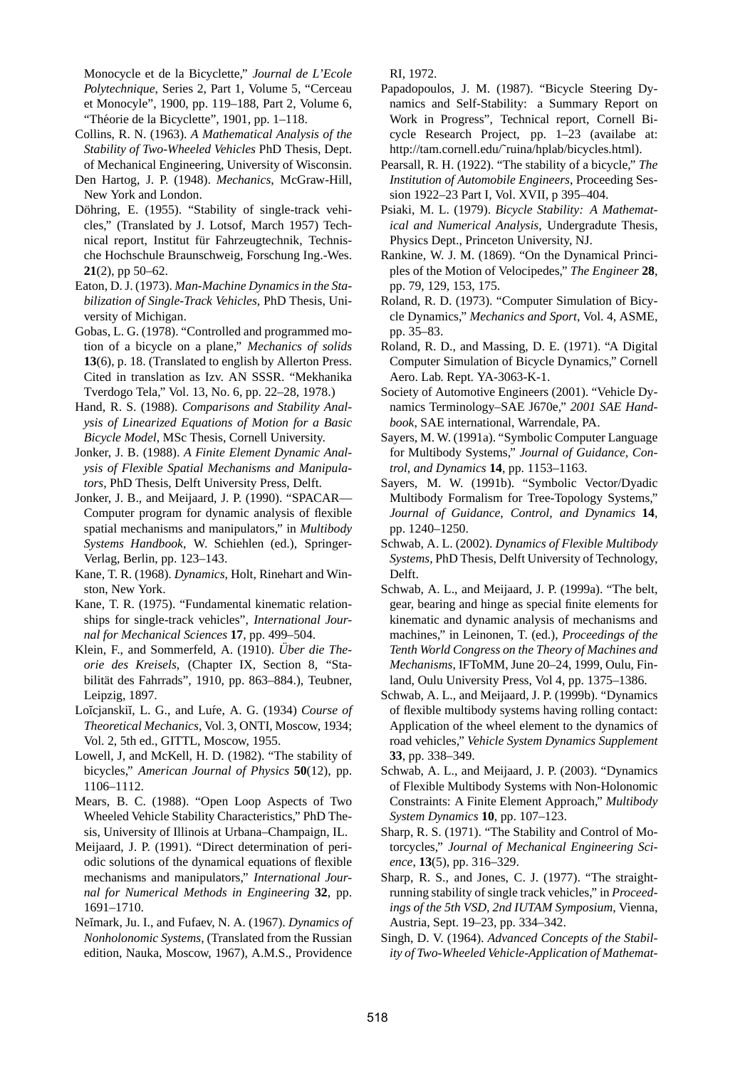Monocycle et de la Bicyclette," *Journal de L'Ecole Polytechnique*, Series 2, Part 1, Volume 5, "Cerceau et Monocyle", 1900, pp. 119–188, Part 2, Volume 6, "Théorie de la Bicyclette", 1901, pp. 1–118.

Collins, R. N. (1963). *A Mathematical Analysis of the Stability of Two-Wheeled Vehicles* PhD Thesis, Dept. of Mechanical Engineering, University of Wisconsin.

Den Hartog, J. P. (1948). *Mechanics*, McGraw-Hill, New York and London.

Döhring, E. (1955). "Stability of single-track vehicles," (Translated by J. Lotsof, March 1957) Technical report, Institut für Fahrzeugtechnik, Technische Hochschule Braunschweig, Forschung Ing.-Wes. **21**(2), pp 50–62.

Eaton, D. J. (1973). *Man-Machine Dynamics in the Stabilization of Single-Track Vehicles*, PhD Thesis, University of Michigan.

Gobas, L. G. (1978). "Controlled and programmed motion of a bicycle on a plane," *Mechanics of solids* **13**(6), p. 18. (Translated to english by Allerton Press. Cited in translation as Izv. AN SSSR. "Mekhanika Tverdogo Tela," Vol. 13, No. 6, pp. 22–28, 1978.)

Hand, R. S. (1988). *Comparisons and Stability Analysis of Linearized Equations of Motion for a Basic Bicycle Model*, MSc Thesis, Cornell University.

Jonker, J. B. (1988). *A Finite Element Dynamic Analysis of Flexible Spatial Mechanisms and Manipulators*, PhD Thesis, Delft University Press, Delft.

Jonker, J. B., and Meijaard, J. P. (1990). "SPACAR—Computer program for dynamic analysis of flexible spatial mechanisms and manipulators," in *Multibody Systems Handbook*, W. Schiehlen (ed.), Springer-Verlag, Berlin, pp. 123–143.

Kane, T. R. (1968). *Dynamics*, Holt, Rinehart and Winston, New York.

Kane, T. R. (1975). "Fundamental kinematic relationships for single-track vehicles", *International Journal for Mechanical Sciences* **17**, pp. 499–504.

Klein, F., and Sommerfeld, A. (1910). *Über die Theorie des Kreisels*, (Chapter IX, Section 8, "Stabilität des Fahrrads", 1910, pp. 863–884.), Teubner, Leipzig, 1897.

Loĭcjanskiĭ, L. G., and Luŕe, A. G. (1934) *Course of Theoretical Mechanics*, Vol. 3, ONTI, Moscow, 1934; Vol. 2, 5th ed., GITTL, Moscow, 1955.

Lowell, J, and McKell, H. D. (1982). "The stability of bicycles," *American Journal of Physics* **50**(12), pp. 1106–1112.

Mears, B. C. (1988). "Open Loop Aspects of Two Wheeled Vehicle Stability Characteristics," PhD Thesis, University of Illinois at Urbana–Champaign, IL.

Meijaard, J. P. (1991). "Direct determination of periodic solutions of the dynamical equations of flexible mechanisms and manipulators," *International Journal for Numerical Methods in Engineering* **32**, pp. 1691–1710.

Neĭmark, Ju. I., and Fufaev, N. A. (1967). *Dynamics of Nonholonomic Systems*, (Translated from the Russian edition, Nauka, Moscow, 1967), A.M.S., Providence RI, 1972.

Papadopoulos, J. M. (1987). "Bicycle Steering Dynamics and Self-Stability: a Summary Report on Work in Progress", Technical report, Cornell Bicycle Research Project, pp. 1–23 (availabe at: http://tam.cornell.edu/~ruina/hplab/bicycles.html).

Pearsall, R. H. (1922). "The stability of a bicycle," *The Institution of Automobile Engineers*, Proceeding Session 1922–23 Part I, Vol. XVII, p 395–404.

Psiaki, M. L. (1979). *Bicycle Stability: A Mathematical and Numerical Analysis*, Undergradute Thesis, Physics Dept., Princeton University, NJ.

Rankine, W. J. M. (1869). "On the Dynamical Principles of the Motion of Velocipedes," *The Engineer* **28**, pp. 79, 129, 153, 175.

Roland, R. D. (1973). "Computer Simulation of Bicycle Dynamics," *Mechanics and Sport*, Vol. 4, ASME, pp. 35–83.

Roland, R. D., and Massing, D. E. (1971). "A Digital Computer Simulation of Bicycle Dynamics," Cornell Aero. Lab. Rept. YA-3063-K-1.

Society of Automotive Engineers (2001). "Vehicle Dynamics Terminology–SAE J670e," *2001 SAE Handbook*, SAE international, Warrendale, PA.

Sayers, M. W. (1991a). "Symbolic Computer Language for Multibody Systems," *Journal of Guidance, Control, and Dynamics* **14**, pp. 1153–1163.

Sayers, M. W. (1991b). "Symbolic Vector/Dyadic Multibody Formalism for Tree-Topology Systems," *Journal of Guidance, Control, and Dynamics* **14**, pp. 1240–1250.

Schwab, A. L. (2002). *Dynamics of Flexible Multibody Systems*, PhD Thesis, Delft University of Technology, Delft.

Schwab, A. L., and Meijaard, J. P. (1999a). "The belt, gear, bearing and hinge as special finite elements for kinematic and dynamic analysis of mechanisms and machines," in Leinonen, T. (ed.), *Proceedings of the Tenth World Congress on the Theory of Machines and Mechanisms*, IFToMM, June 20–24, 1999, Oulu, Finland, Oulu University Press, Vol 4, pp. 1375–1386.

Schwab, A. L., and Meijaard, J. P. (1999b). "Dynamics of flexible multibody systems having rolling contact: Application of the wheel element to the dynamics of road vehicles," *Vehicle System Dynamics Supplement* **33**, pp. 338–349.

Schwab, A. L., and Meijaard, J. P. (2003). "Dynamics of Flexible Multibody Systems with Non-Holonomic Constraints: A Finite Element Approach," *Multibody System Dynamics* **10**, pp. 107–123.

Sharp, R. S. (1971). "The Stability and Control of Motorcycles," *Journal of Mechanical Engineering Science*, **13**(5), pp. 316–329.

Sharp, R. S., and Jones, C. J. (1977). "The straight-running stability of single track vehicles," in *Proceedings of the 5th VSD, 2nd IUTAM Symposium*, Vienna, Austria, Sept. 19–23, pp. 334–342.

Singh, D. V. (1964). *Advanced Concepts of the Stability of Two-Wheeled Vehicle-Application of Mathemat-*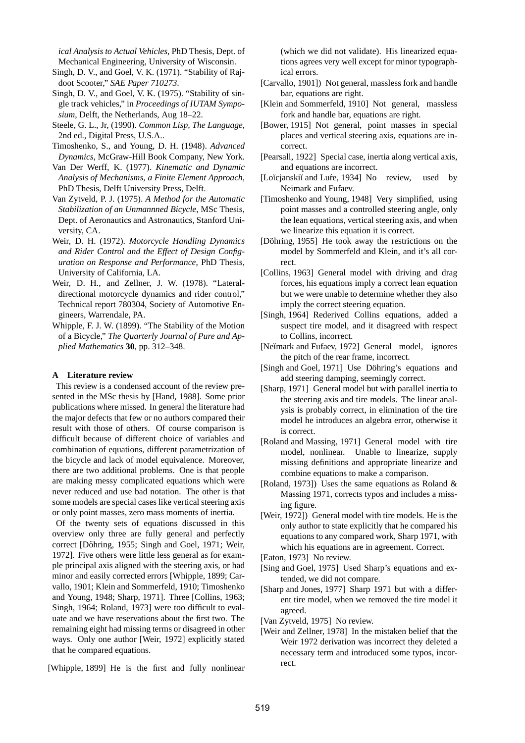*ical Analysis to Actual Vehicles*, PhD Thesis, Dept. of Mechanical Engineering, University of Wisconsin.

Singh, D. V., and Goel, V. K. (1971). "Stability of Rajdoot Scooter," *SAE Paper 710273*.

Singh, D. V., and Goel, V. K. (1975). "Stability of single track vehicles," in *Proceedings of IUTAM Symposium*, Delft, the Netherlands, Aug 18–22.

Steele, G. L., Jr, (1990). *Common Lisp, The Language*, 2nd ed., Digital Press, U.S.A..

Timoshenko, S., and Young, D. H. (1948). *Advanced Dynamics*, McGraw-Hill Book Company, New York.

Van Der Werff, K. (1977). *Kinematic and Dynamic Analysis of Mechanisms, a Finite Element Approach*, PhD Thesis, Delft University Press, Delft.

Van Zytveld, P. J. (1975). *A Method for the Automatic Stabilization of an Unmannned Bicycle*, MSc Thesis, Dept. of Aeronautics and Astronautics, Stanford University, CA.

Weir, D. H. (1972). *Motorcycle Handling Dynamics and Rider Control and the Effect of Design Configuration on Response and Performance*, PhD Thesis, University of California, LA.

Weir, D. H., and Zellner, J. W. (1978). "Lateral-directional motorcycle dynamics and rider control," Technical report 780304, Society of Automotive Engineers, Warrendale, PA.

Whipple, F. J. W. (1899). "The Stability of the Motion of a Bicycle," *The Quarterly Journal of Pure and Applied Mathematics* **30**, pp. 312–348.

## A Literature review

This review is a condensed account of the review presented in the MSc thesis by [Hand, 1988]. Some prior publications where missed. In general the literature had the major defects that few or no authors compared their result with those of others. Of course comparison is difficult because of different choice of variables and combination of equations, different parametrization of the bicycle and lack of model equivalence. Moreover, there are two additional problems. One is that people are making messy complicated equations which were never reduced and use bad notation. The other is that some models are special cases like vertical steering axis or only point masses, zero mass moments of inertia.

Of the twenty sets of equations discussed in this overview only three are fully general and perfectly correct [Döhring, 1955; Singh and Goel, 1971; Weir, 1972]. Five others were little less general as for example principal axis aligned with the steering axis, or had minor and easily corrected errors [Whipple, 1899; Carvallo, 1901; Klein and Sommerfeld, 1910; Timoshenko and Young, 1948; Sharp, 1971]. Three [Collins, 1963; Singh, 1964; Roland, 1973] were too difficult to evaluate and we have reservations about the first two. The remaining eight had missing terms or disagreed in other ways. Only one author [Weir, 1972] explicitly stated that he compared equations.

[Whipple, 1899] He is the first and fully nonlinear (which we did not validate). His linearized equations agrees very well except for minor typographical errors.

[Carvallo, 1901]) Not general, massless fork and handle bar, equations are right.

[Klein and Sommerfeld, 1910] Not general, massless fork and handle bar, equations are right.

[Bower, 1915] Not general, point masses in special places and vertical steering axis, equations are incorrect.

[Pearsall, 1922] Special case, inertia along vertical axis, and equations are incorrect.

[Loĭcjanskiĭ and Luŕe, 1934] No review, used by Neimark and Fufaev.

[Timoshenko and Young, 1948] Very simplified, using point masses and a controlled steering angle, only the lean equations, vertical steering axis, and when we linearize this equation it is correct.

[Döhring, 1955] He took away the restrictions on the model by Sommerfeld and Klein, and it's all correct.

[Collins, 1963] General model with driving and drag forces, his equations imply a correct lean equation but we were unable to determine whether they also imply the correct steering equation.

[Singh, 1964] Rederived Collins equations, added a suspect tire model, and it disagreed with respect to Collins, incorrect.

[Neĭmark and Fufaev, 1972] General model, ignores the pitch of the rear frame, incorrect.

[Singh and Goel, 1971] Use Döhring's equations and add steering damping, seemingly correct.

[Sharp, 1971] General model but with parallel inertia to the steering axis and tire models. The linear analysis is probably correct, in elimination of the tire model he introduces an algebra error, otherwise it is correct.

[Roland and Massing, 1971] General model with tire model, nonlinear. Unable to linearize, supply missing definitions and appropriate linearize and combine equations to make a comparison.

[Roland, 1973]) Uses the same equations as Roland & Massing 1971, corrects typos and includes a missing figure.

[Weir, 1972]) General model with tire models. He is the only author to state explicitly that he compared his equations to any compared work, Sharp 1971, with which his equations are in agreement. Correct.

[Eaton, 1973] No review.

[Sing and Goel, 1975] Used Sharp's equations and extended, we did not compare.

[Sharp and Jones, 1977] Sharp 1971 but with a different tire model, when we removed the tire model it agreed.

[Van Zytveld, 1975] No review.

[Weir and Zellner, 1978] In the mistaken belief that the Weir 1972 derivation was incorrect they deleted a necessary term and introduced some typos, incorrect.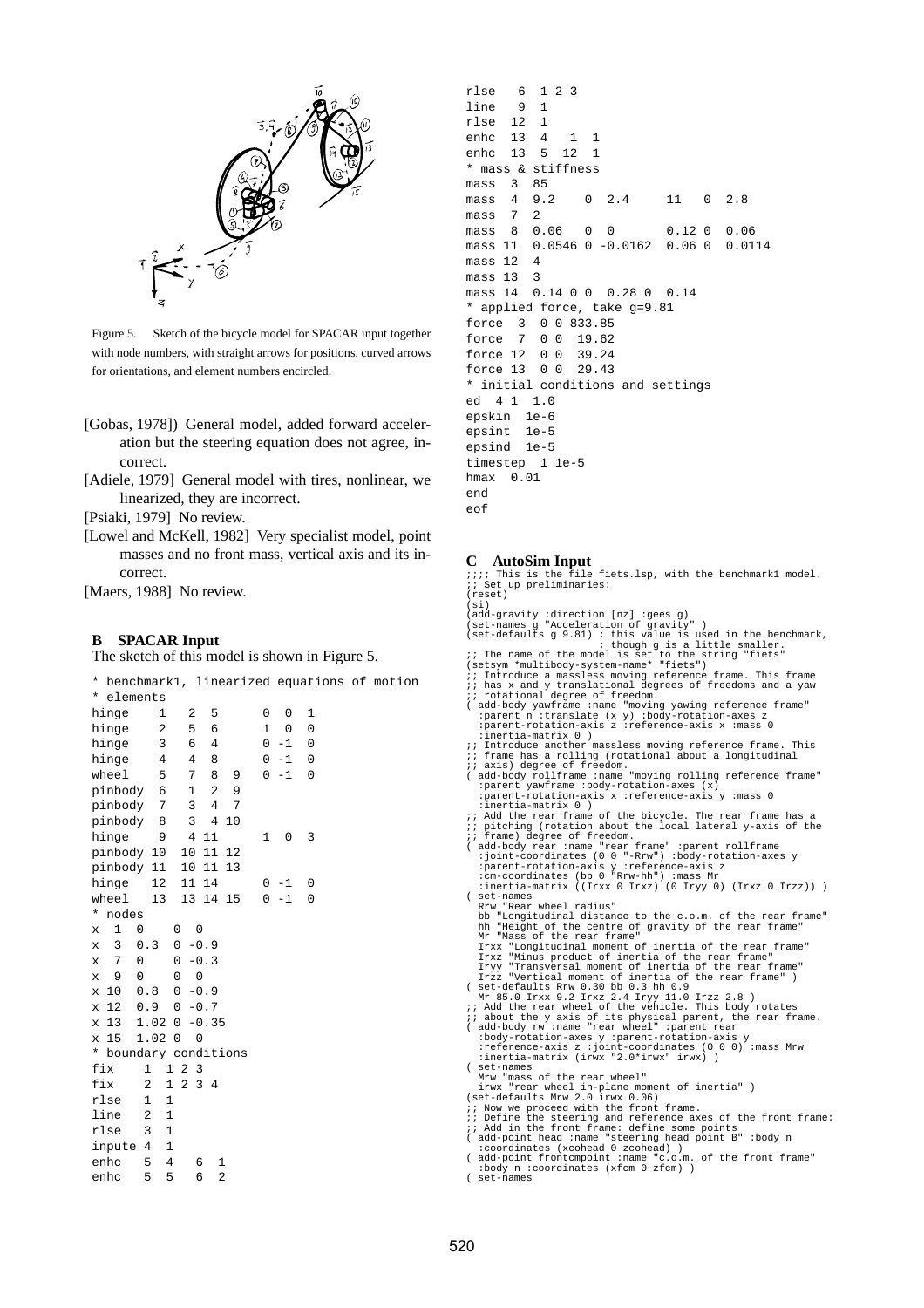Figure 5. Sketch of the bicycle model for SPACAR input together with node numbers, with straight arrows for positions, curved arrows for orientations, and element numbers encircled.

[Gobas, 1978]) General model, added forward acceleration but the steering equation does not agree, incorrect.

[Adiele, 1979] General model with tires, nonlinear, we linearized, they are incorrect.

[Psiaki, 1979] No review.

[Lowel and McKell, 1982] Very specialist model, point masses and no front mass, vertical axis and its incorrect.

[Maers, 1988] No review.

## B SPACAR Input

The sketch of this model is shown in Figure 5.

```
* benchmark1, linearized equations of motion
* elements
hinge    1   2  5      0  0  1
hinge    2   5  6      1  0  0
hinge    3   6  4      0 -1  0
hinge    4   4  8      0 -1  0
wheel    5   7  8  9   0 -1  0
pinbody  6   1  2  9
pinbody  7   3  4  7
pinbody  8   3  4 10
hinge    9   4 11      1  0  3
pinbody 10  10 11 12
pinbody 11  10 11 13
hinge   12  11 14      0 -1  0
wheel   13  13 14 15   0 -1  0
* nodes
x  1  0    0  0
x  3  0.3  0 -0.9
x  7  0    0 -0.3
x  9  0    0  0
x 10  0.8  0 -0.9
x 12  0.9  0 -0.7
x 13  1.02 0 -0.35
x 15  1.02 0  0
* boundary conditions
fix    1  1 2 3
fix    2  1 2 3 4
rlse   1  1
line   2  1
rlse   3  1
inpute 4  1
enhc   5  4   6  1
enhc   5  5   6  2
rlse   6  1 2 3
line   9  1
rlse  12  1
enhc  13  4   1  1
enhc  13  5  12  1
* mass & stiffness
mass  3  85
mass  4  9.2    0  2.4     11   0  2.8
mass  7  2
mass  8  0.06   0  0       0.12 0  0.06
mass 11  0.0546 0 -0.0162  0.06 0  0.0114
mass 12  4
mass 13  3
mass 14  0.14 0 0  0.28 0  0.14
* applied force, take g=9.81
force  3  0 0 833.85
force  7  0 0  19.62
force 12  0 0  39.24
force 13  0 0  29.43
* initial conditions and settings
ed  4 1  1.0
epskin  1e-6
epsint  1e-5
epsind  1e-5
timestep  1 1e-5
hmax  0.01
end
eof
```

## C AutoSim Input

```
;;;; This is the file fiets.lsp, with the benchmark1 model.
;; Set up preliminaries:
(reset)
(si)
(add-gravity :direction [nz] :gees g)
(set-names g "Acceleration of gravity" )
(set-defaults g 9.81) ; this value is used in the benchmark,
                      ; though g is a little smaller.
;; The name of the model is set to the string "fiets"
(setsym *multibody-system-name* "fiets")
;; Introduce a massless moving reference frame. This frame
;; has x and y translational degrees of freedoms and a yaw
;; rotational degree of freedom.
( add-body yawframe :name "moving yawing reference frame"
  :parent n :translate (x y) :body-rotation-axes z
  :parent-rotation-axis z :reference-axis x :mass 0
  :inertia-matrix 0 )
;; Introduce another massless moving reference frame. This
;; frame has a rolling (rotational about a longitudinal
;; axis) degree of freedom.
( add-body rollframe :name "moving rolling reference frame"
  :parent yawframe :body-rotation-axes (x)
  :parent-rotation-axis x :reference-axis y :mass 0
  :inertia-matrix 0 )
;; Add the rear frame of the bicycle. The rear frame has a
;; pitching (rotation about the local lateral y-axis of the
;; frame) degree of freedom.
( add-body rear :name "rear frame" :parent rollframe
  :joint-coordinates (0 0 "-Rrw") :body-rotation-axes y
  :parent-rotation-axis y :reference-axis z
  :cm-coordinates (bb 0 "Rrw-hh") :mass Mr
  :inertia-matrix ((Irxx 0 Irxz) (0 Iryy 0) (Irxz 0 Irzz)) )
( set-names
  Rrw "Rear wheel radius"
  bb "Longitudinal distance to the c.o.m. of the rear frame"
  hh "Height of the centre of gravity of the rear frame"
  Mr "Mass of the rear frame"
  Irxx "Longitudinal moment of inertia of the rear frame"
  Irxz "Minus product of inertia of the rear frame"
  Iryy "Transversal moment of inertia of the rear frame"
  Irzz "Vertical moment of inertia of the rear frame" )
( set-defaults Rrw 0.30 bb 0.3 hh 0.9
  Mr 85.0 Irxx 9.2 Irxz 2.4 Iryy 11.0 Irzz 2.8 )
;; Add the rear wheel of the vehicle. This body rotates
;; about the y axis of its physical parent, the rear frame.
( add-body rw :name "rear wheel" :parent rear
  :body-rotation-axes y :parent-rotation-axis y
  :reference-axis z :joint-coordinates (0 0 0) :mass Mrw
  :inertia-matrix (irwx "2.0*irwx" irwx) )
( set-names
  Mrw "mass of the rear wheel"
  irwx "rear wheel in-plane moment of inertia" )
(set-defaults Mrw 2.0 irwx 0.06)
;; Now we proceed with the front frame.
;; Define the steering and reference axes of the front frame:
;; Add in the front frame: define some points
( add-point head :name "steering head point B" :body n
  :coordinates (xcohead 0 zcohead) )
( add-point frontcmpoint :name "c.o.m. of the front frame"
  :body n :coordinates (xfcm 0 zfcm) )
( set-names
```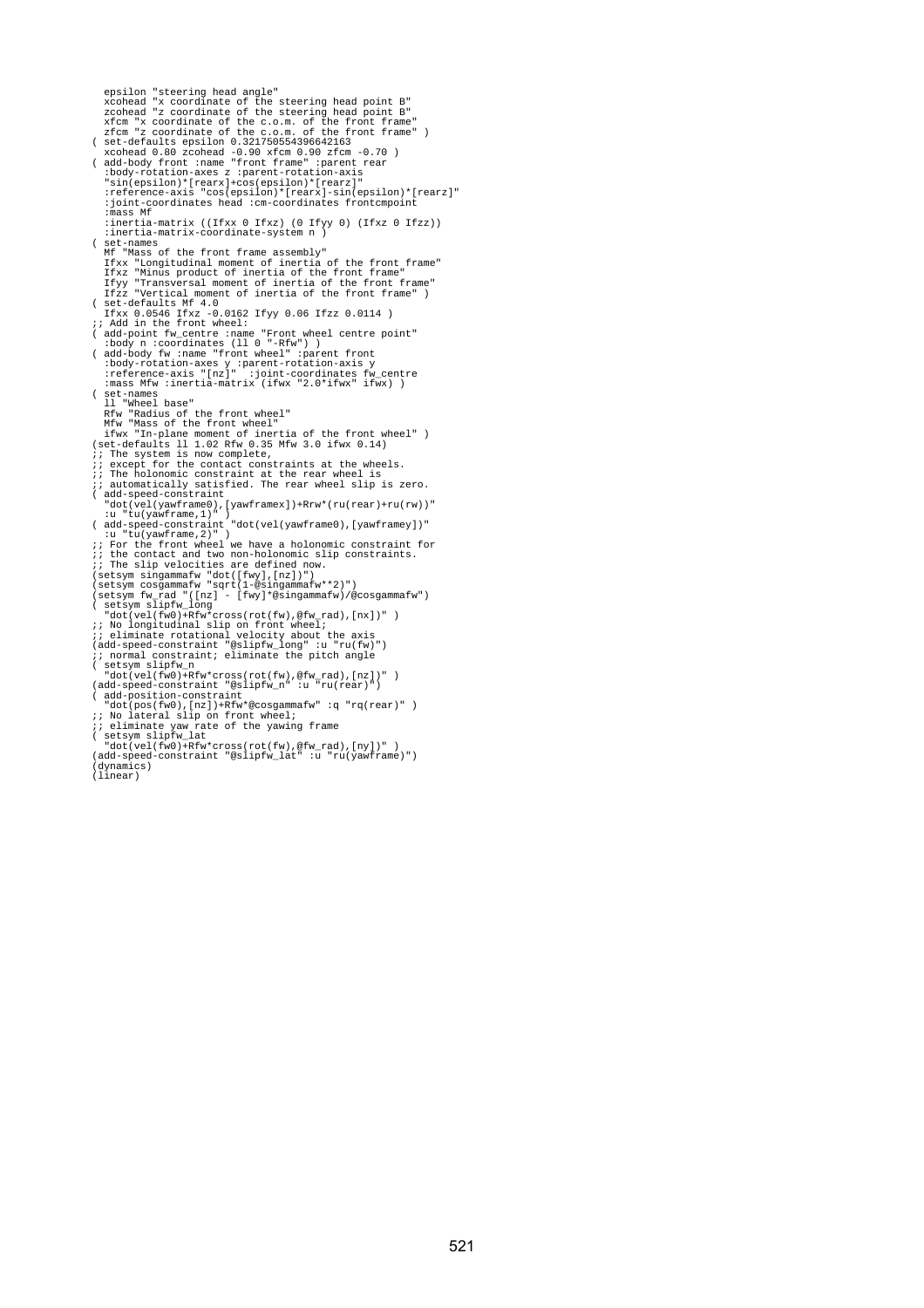```
  epsilon "steering head angle"
  xcohead "x coordinate of the steering head point B"
  zcohead "z coordinate of the steering head point B"
  xfcm "x coordinate of the c.o.m. of the front frame"
  zfcm "z coordinate of the c.o.m. of the front frame" )
( set-defaults epsilon 0.321750554396642163
  xcohead 0.80 zcohead -0.90 xfcm 0.90 zfcm -0.70 )
( add-body front :name "front frame" :parent rear
  :body-rotation-axes z :parent-rotation-axis
  "sin(epsilon)*[rearx]+cos(epsilon)*[rearz]"
  :reference-axis "cos(epsilon)*[rearx]-sin(epsilon)*[rearz]"
  :joint-coordinates head :cm-coordinates frontcmpoint
  :mass Mf
  :inertia-matrix ((Ifxx 0 Ifxz) (0 Ifyy 0) (Ifxz 0 Ifzz))
  :inertia-matrix-coordinate-system n )
( set-names
  Mf "Mass of the front frame assembly"
  Ifxx "Longitudinal moment of inertia of the front frame"
  Ifxz "Minus product of inertia of the front frame"
  Ifyy "Transversal moment of inertia of the front frame"
  Ifzz "Vertical moment of inertia of the front frame" )
( set-defaults Mf 4.0
  Ifxx 0.0546 Ifxz -0.0162 Ifyy 0.06 Ifzz 0.0114 )
;; Add in the front wheel:
( add-point fw_centre :name "Front wheel centre point"
  :body n :coordinates (ll 0 "-Rfw") )
( add-body fw :name "front wheel" :parent front
  :body-rotation-axes y :parent-rotation-axis y
  :reference-axis "[nz]"  :joint-coordinates fw_centre
  :mass Mfw :inertia-matrix (ifwx "2.0*ifwx" ifwx) )
( set-names
  ll "Wheel base"
  Rfw "Radius of the front wheel"
  Mfw "Mass of the front wheel"
  ifwx "In-plane moment of inertia of the front wheel" )
(set-defaults ll 1.02 Rfw 0.35 Mfw 3.0 ifwx 0.14)
;; The system is now complete,
;; except for the contact constraints at the wheels.
;; The holonomic constraint at the rear wheel is
;; automatically satisfied. The rear wheel slip is zero.
( add-speed-constraint
  "dot(vel(yawframe0),[yawframex])+Rrw*(ru(rear)+ru(rw))"
  :u "tu(yawframe,1)" )
( add-speed-constraint "dot(vel(yawframe0),[yawframey])"
  :u "tu(yawframe,2)" )
;; For the front wheel we have a holonomic constraint for
;; the contact and two non-holonomic slip constraints.
;; The slip velocities are defined now.
(setsym singammafw "dot([fwy],[nz])")
(setsym cosgammafw "sqrt(1-@singammafw**2)")
(setsym fw_rad "([nz] - [fwy]*@singammafw)/@cosgammafw")
( setsym slipfw_long
  "dot(vel(fw0)+Rfw*cross(rot(fw),@fw_rad),[nx])" )
;; No longitudinal slip on front wheel;
;; eliminate rotational velocity about the axis
(add-speed-constraint "@slipfw_long" :u "ru(fw)")
;; normal constraint; eliminate the pitch angle
( setsym slipfw_n
  "dot(vel(fw0)+Rfw*cross(rot(fw),@fw_rad),[nz])" )
(add-speed-constraint "@slipfw_n" :u "ru(rear)")
( add-position-constraint
  "dot(pos(fw0),[nz])+Rfw*@cosgammafw" :q "rq(rear)" )
;; No lateral slip on front wheel;
;; eliminate yaw rate of the yawing frame
( setsym slipfw_lat
  "dot(vel(fw0)+Rfw*cross(rot(fw),@fw_rad),[ny])" )
(add-speed-constraint "@slipfw_lat" :u "ru(yawframe)")
(dynamics)
(linear)
```